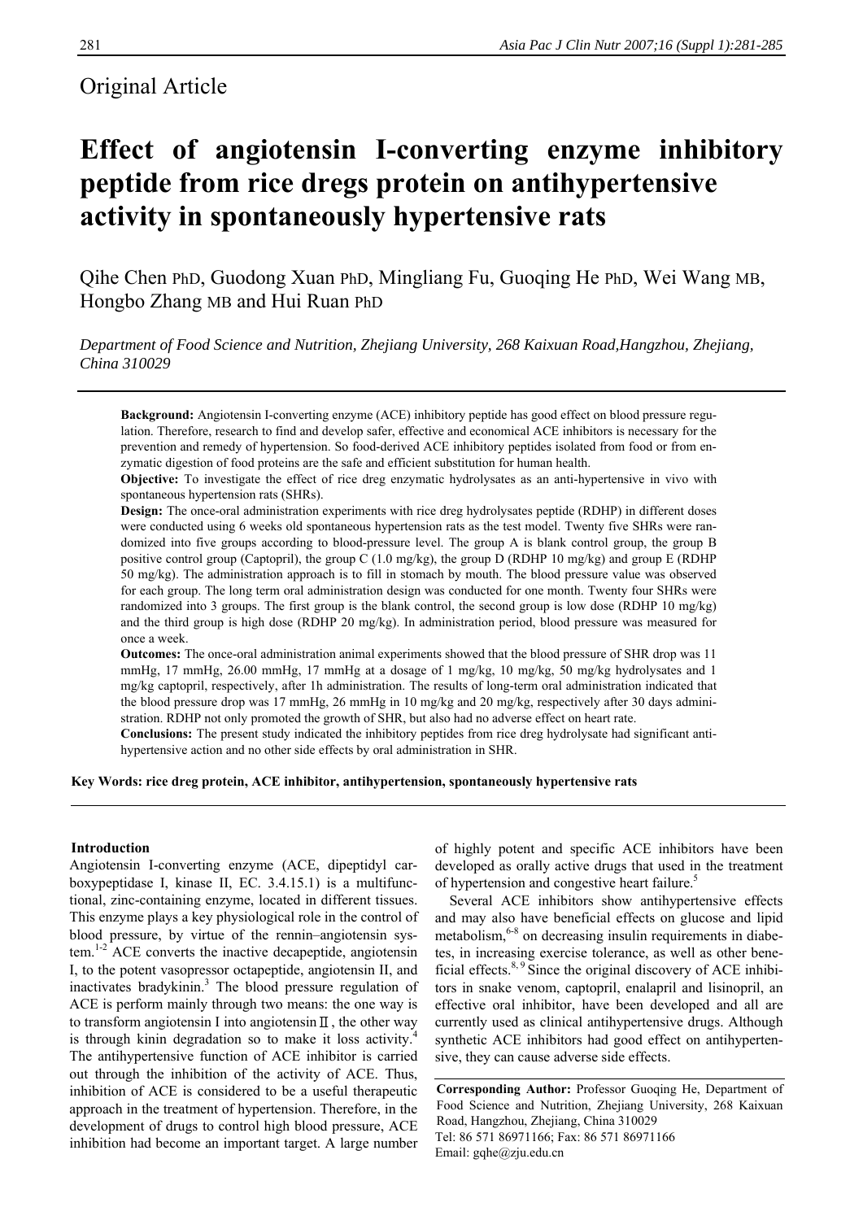Original Article

# Effect of angiotensin I-converting enzyme inhibitory peptide from rice dregs protein on antihypertensive activity in spontaneously hypertensive rats

Qihe Chen PhD, Guodong Xuan PhD, Mingliang Fu, Guoqing He PhD, Wei Wang MB, Hongbo Zhang MB and Hui Ruan PhD

*Department of Food Science and Nutrition, Zhejiang University, 268 Kaixuan Road,Hangzhou, Zhejiang, China 310029*

**Background:** Angiotensin I-converting enzyme (ACE) inhibitory peptide has good effect on blood pressure regulation. Therefore, research to find and develop safer, effective and economical ACE inhibitors is necessary for the prevention and remedy of hypertension. So food-derived ACE inhibitory peptides isolated from food or from enzymatic digestion of food proteins are the safe and efficient substitution for human health.

**Objective:** To investigate the effect of rice dreg enzymatic hydrolysates as an anti-hypertensive in vivo with spontaneous hypertension rats (SHRs).

**Design:** The once-oral administration experiments with rice dreg hydrolysates peptide (RDHP) in different doses were conducted using 6 weeks old spontaneous hypertension rats as the test model. Twenty five SHRs were randomized into five groups according to blood-pressure level. The group A is blank control group, the group B positive control group (Captopril), the group C (1.0 mg/kg), the group D (RDHP 10 mg/kg) and group E (RDHP 50 mg/kg). The administration approach is to fill in stomach by mouth. The blood pressure value was observed for each group. The long term oral administration design was conducted for one month. Twenty four SHRs were randomized into 3 groups. The first group is the blank control, the second group is low dose (RDHP 10 mg/kg) and the third group is high dose (RDHP 20 mg/kg). In administration period, blood pressure was measured for once a week.

**Outcomes:** The once-oral administration animal experiments showed that the blood pressure of SHR drop was 11 mmHg, 17 mmHg, 26.00 mmHg, 17 mmHg at a dosage of 1 mg/kg, 10 mg/kg, 50 mg/kg hydrolysates and 1 mg/kg captopril, respectively, after 1h administration. The results of long-term oral administration indicated that the blood pressure drop was 17 mmHg, 26 mmHg in 10 mg/kg and 20 mg/kg, respectively after 30 days administration. RDHP not only promoted the growth of SHR, but also had no adverse effect on heart rate.

**Conclusions:** The present study indicated the inhibitory peptides from rice dreg hydrolysate had significant antihypertensive action and no other side effects by oral administration in SHR.

**Key Words: rice dreg protein, ACE inhibitor, antihypertension, spontaneously hypertensive rats**

## Introduction

Angiotensin I-converting enzyme (ACE, dipeptidyl carboxypeptidase I, kinase II, EC. 3.4.15.1) is a multifunctional, zinc-containing enzyme, located in different tissues. This enzyme plays a key physiological role in the control of blood pressure, by virtue of the rennin–angiotensin system.[1-2] ACE converts the inactive decapeptide, angiotensin I, to the potent vasopressor octapeptide, angiotensin II, and inactivates bradykinin.[3] The blood pressure regulation of ACE is perform mainly through two means: the one way is to transform angiotensin I into angiotensinⅡ, the other way is through kinin degradation so to make it loss activity.[4] The antihypertensive function of ACE inhibitor is carried out through the inhibition of the activity of ACE. Thus, inhibition of ACE is considered to be a useful therapeutic approach in the treatment of hypertension. Therefore, in the development of drugs to control high blood pressure, ACE inhibition had become an important target. A large number of highly potent and specific ACE inhibitors have been developed as orally active drugs that used in the treatment of hypertension and congestive heart failure.[5]

Several ACE inhibitors show antihypertensive effects and may also have beneficial effects on glucose and lipid metabolism,[6-8] on decreasing insulin requirements in diabetes, in increasing exercise tolerance, as well as other beneficial effects.[8, 9] Since the original discovery of ACE inhibitors in snake venom, captopril, enalapril and lisinopril, an effective oral inhibitor, have been developed and all are currently used as clinical antihypertensive drugs. Although synthetic ACE inhibitors had good effect on antihypertensive, they can cause adverse side effects.

**Corresponding Author:** Professor Guoqing He, Department of Food Science and Nutrition, Zhejiang University, 268 Kaixuan Road, Hangzhou, Zhejiang, China 310029
Tel: 86 571 86971166; Fax: 86 571 86971166
Email: gqhe@zju.edu.cn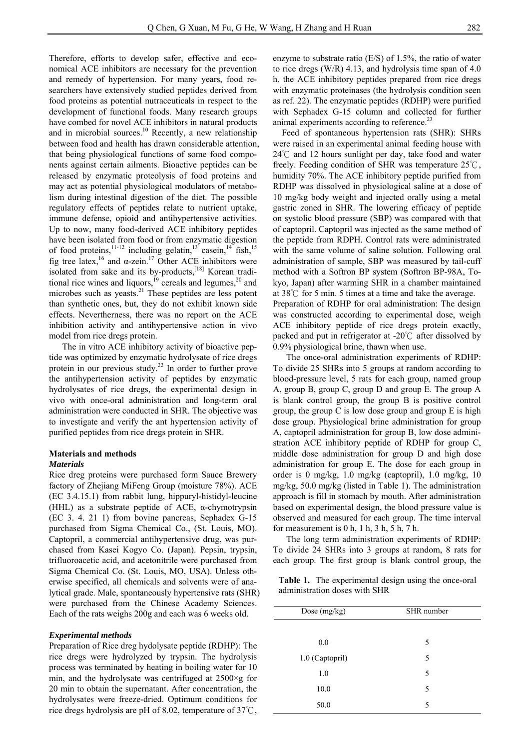Therefore, efforts to develop safer, effective and economical ACE inhibitors are necessary for the prevention and remedy of hypertension. For many years, food researchers have extensively studied peptides derived from food proteins as potential nutraceuticals in respect to the development of functional foods. Many research groups have combed for novel ACE inhibitors in natural products and in microbial sources.[10] Recently, a new relationship between food and health has drawn considerable attention, that being physiological functions of some food components against certain ailments. Bioactive peptides can be released by enzymatic proteolysis of food proteins and may act as potential physiological modulators of metabolism during intestinal digestion of the diet. The possible regulatory effects of peptides relate to nutrient uptake, immune defense, opioid and antihypertensive activities. Up to now, many food-derived ACE inhibitory peptides have been isolated from food or from enzymatic digestion of food proteins,[11-12] including gelatin,[13] casein,[14] fish,[15] fig tree latex,[16] and α-zein.[17] Other ACE inhibitors were isolated from sake and its by-products,[18] Korean traditional rice wines and liquors,[19] cereals and legumes,[20] and microbes such as yeasts.[21] These peptides are less potent than synthetic ones, but, they do not exhibit known side effects. Neverthermess, there was no report on the ACE inhibition activity and antihypertensive action in vivo model from rice dregs protein.

The in vitro ACE inhibitory activity of bioactive peptide was optimized by enzymatic hydrolysate of rice dregs protein in our previous study.[22] In order to further prove the antihypertension activity of peptides by enzymatic hydrolysates of rice dregs, the experimental design in vivo with once-oral administration and long-term oral administration were conducted in SHR. The objective was to investigate and verify the ant hypertension activity of purified peptides from rice dregs protein in SHR.

## Materials and methods

### *Materials*

Rice dreg proteins were purchased form Sauce Brewery factory of Zhejiang MiFeng Group (moisture 78%). ACE (EC 3.4.15.1) from rabbit lung, hippuryl-histidyl-leucine (HHL) as a substrate peptide of ACE, α-chymotrypsin (EC 3. 4. 21 1) from bovine pancreas, Sephadex G-15 purchased from Sigma Chemical Co., (St. Louis, MO). Captopril, a commercial antihypertensive drug, was purchased from Kasei Kogyo Co. (Japan). Pepsin, trypsin, trifluoroacetic acid, and acetonitrile were purchased from Sigma Chemical Co. (St. Louis, MO, USA). Unless otherwise specified, all chemicals and solvents were of analytical grade. Male, spontaneously hypertensive rats (SHR) were purchased from the Chinese Academy Sciences. Each of the rats weighs 200g and each was 6 weeks old.

### *Experimental methods*

Preparation of Rice dreg hydolysate peptide (RDHP): The rice dregs were hydrolyzed by trypsin. The hydrolysis process was terminated by heating in boiling water for 10 min, and the hydrolysate was centrifuged at 2500×g for 20 min to obtain the supernatant. After concentration, the hydrolysates were freeze-dried. Optimum conditions for rice dregs hydrolysis are pH of 8.02, temperature of 37℃, enzyme to substrate ratio (E/S) of 1.5%, the ratio of water to rice dregs (W/R) 4.13, and hydrolysis time span of 4.0 h. the ACE inhibitory peptides prepared from rice dregs with enzymatic proteinases (the hydrolysis condition seen as ref. 22). The enzymatic peptides (RDHP) were purified with Sephadex G-15 column and collected for further animal experiments according to reference.[23]

Feed of spontaneous hypertension rats (SHR): SHRs were raised in an experimental animal feeding house with 24℃ and 12 hours sunlight per day, take food and water freely. Feeding condition of SHR was temperature 25℃, humidity 70%. The ACE inhibitory peptide purified from RDHP was dissolved in physiological saline at a dose of 10 mg/kg body weight and injected orally using a metal gastric zoned in SHR. The lowering efficacy of peptide on systolic blood pressure (SBP) was compared with that of captopril. Captopril was injected as the same method of the peptide from RDPH. Control rats were administrated with the same volume of saline solution. Following oral administration of sample, SBP was measured by tail-cuff method with a Softron BP system (Softron BP-98A, Tokyo, Japan) after warming SHR in a chamber maintained at 38℃ for 5 min. 5 times at a time and take the average.

Preparation of RDHP for oral administration: The design was constructed according to experimental dose, weigh ACE inhibitory peptide of rice dregs protein exactly, packed and put in refrigerator at -20℃ after dissolved by 0.9% physiological brine, thawn when use.

The once-oral administration experiments of RDHP: To divide 25 SHRs into 5 groups at random according to blood-pressure level, 5 rats for each group, named group A, group B, group C, group D and group E. The group A is blank control group, the group B is positive control group, the group C is low dose group and group E is high dose group. Physiological brine administration for group A, captopril administration for group B, low dose administration ACE inhibitory peptide of RDHP for group C, middle dose administration for group D and high dose administration for group E. The dose for each group in order is 0 mg/kg, 1.0 mg/kg (captopril), 1.0 mg/kg, 10 mg/kg, 50.0 mg/kg (listed in Table 1). The administration approach is fill in stomach by mouth. After administration based on experimental design, the blood pressure value is observed and measured for each group. The time interval for measurement is 0 h, 1 h, 3 h, 5 h, 7 h.

The long term administration experiments of RDHP: To divide 24 SHRs into 3 groups at random, 8 rats for each group. The first group is blank control group, the

**Table 1.** The experimental design using the once-oral administration doses with SHR

| Dose (mg/kg) | SHR number |
|---|---|
| 0.0 | 5 |
| 1.0 (Captopril) | 5 |
| 1.0 | 5 |
| 10.0 | 5 |
| 50.0 | 5 |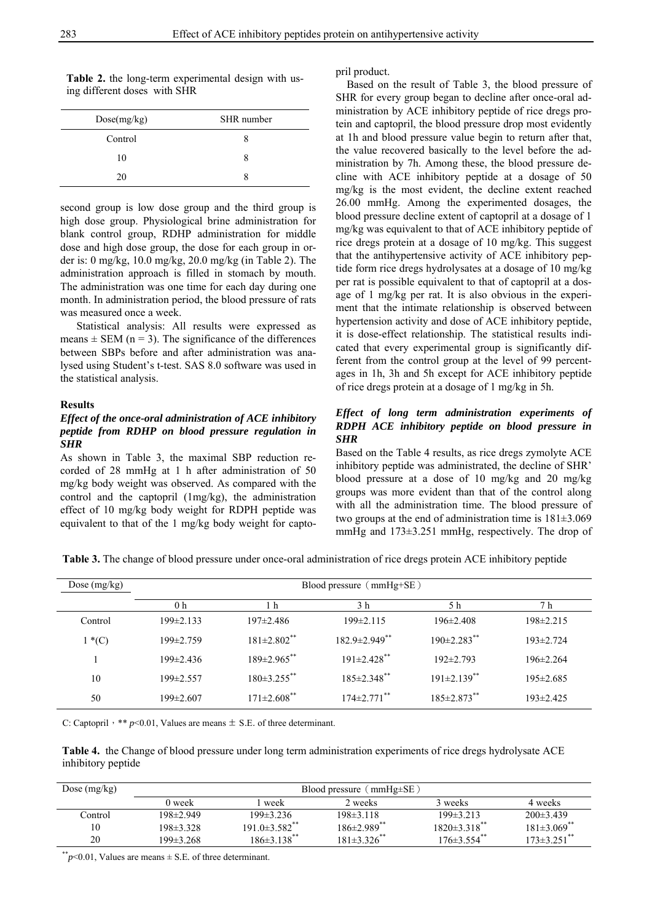**Table 2.** the long-term experimental design with using different doses with SHR

| Dose(mg/kg) | SHR number |
|---|---|
| Control | 8 |
| 10 | 8 |
| 20 | 8 |

second group is low dose group and the third group is high dose group. Physiological brine administration for blank control group, RDHP administration for middle dose and high dose group, the dose for each group in order is: 0 mg/kg, 10.0 mg/kg, 20.0 mg/kg (in Table 2). The administration approach is filled in stomach by mouth. The administration was one time for each day during one month. In administration period, the blood pressure of rats was measured once a week.

Statistical analysis: All results were expressed as means ± SEM (n = 3). The significance of the differences between SBPs before and after administration was analysed using Student's t-test. SAS 8.0 software was used in the statistical analysis.

### Results

#### *Effect of the once-oral administration of ACE inhibitory peptide from RDHP on blood pressure regulation in SHR*

As shown in Table 3, the maximal SBP reduction recorded of 28 mmHg at 1 h after administration of 50 mg/kg body weight was observed. As compared with the control and the captopril (1mg/kg), the administration effect of 10 mg/kg body weight for RDPH peptide was equivalent to that of the 1 mg/kg body weight for captopril product.

Based on the result of Table 3, the blood pressure of SHR for every group began to decline after once-oral administration by ACE inhibitory peptide of rice dregs protein and captopril, the blood pressure drop most evidently at 1h and blood pressure value begin to return after that, the value recovered basically to the level before the administration by 7h. Among these, the blood pressure decline with ACE inhibitory peptide at a dosage of 50 mg/kg is the most evident, the decline extent reached 26.00 mmHg. Among the experimented dosages, the blood pressure decline extent of captopril at a dosage of 1 mg/kg was equivalent to that of ACE inhibitory peptide of rice dregs protein at a dosage of 10 mg/kg. This suggest that the antihypertensive activity of ACE inhibitory peptide form rice dregs hydrolysates at a dosage of 10 mg/kg per rat is possible equivalent to that of captopril at a dosage of 1 mg/kg per rat. It is also obvious in the experiment that the intimate relationship is observed between hypertension activity and dose of ACE inhibitory peptide, it is dose-effect relationship. The statistical results indicated that every experimental group is significantly different from the control group at the level of 99 percentages in 1h, 3h and 5h except for ACE inhibitory peptide of rice dregs protein at a dosage of 1 mg/kg in 5h.

#### *Effect of long term administration experiments of RDPH ACE inhibitory peptide on blood pressure in SHR*

Based on the Table 4 results, as rice dregs zymolyte ACE inhibitory peptide was administrated, the decline of SHR' blood pressure at a dose of 10 mg/kg and 20 mg/kg groups was more evident than that of the control along with all the administration time. The blood pressure of two groups at the end of administration time is 181±3.069 mmHg and 173±3.251 mmHg, respectively. The drop of

**Table 3.** The change of blood pressure under once-oral administration of rice dregs protein ACE inhibitory peptide

| Dose (mg/kg) | Blood pressure（mmHg+SE） | | | | |
|---|---|---|---|---|---|
| | 0 h | 1 h | 3 h | 5 h | 7 h |
| Control | 199±2.133 | 197±2.486 | 199±2.115 | 196±2.408 | 198±2.215 |
| 1 *(C) | 199±2.759 | 181±2.802** | 182.9±2.949** | 190±2.283** | 193±2.724 |
| 1 | 199±2.436 | 189±2.965** | 191±2.428** | 192±2.793 | 196±2.264 |
| 10 | 199±2.557 | 180±3.255** | 185±2.348** | 191±2.139** | 195±2.685 |
| 50 | 199±2.607 | 171±2.608** | 174±2.771** | 185±2.873** | 193±2.425 |

C: Captopril，** $p<0.01$, Values are means ± S.E. of three determinant.

**Table 4.** The Change of blood pressure under long term administration experiments of rice dregs hydrolysate ACE inhibitory peptide

| Dose (mg/kg) | Blood pressure（mmHg±SE） | | | | |
|---|---|---|---|---|---|
| | 0 week | 1 week | 2 weeks | 3 weeks | 4 weeks |
| Control | 198±2.949 | 199±3.236 | 198±3.118 | 199±3.213 | 200±3.439 |
| 10 | 198±3.328 | 191.0±3.582** | 186±2.989** | 1820±3.318** | 181±3.069** |
| 20 | 199±3.268 | 186±3.138** | 181±3.326** | 176±3.554** | 173±3.251** |

** $p<0.01$, Values are means ± S.E. of three determinant.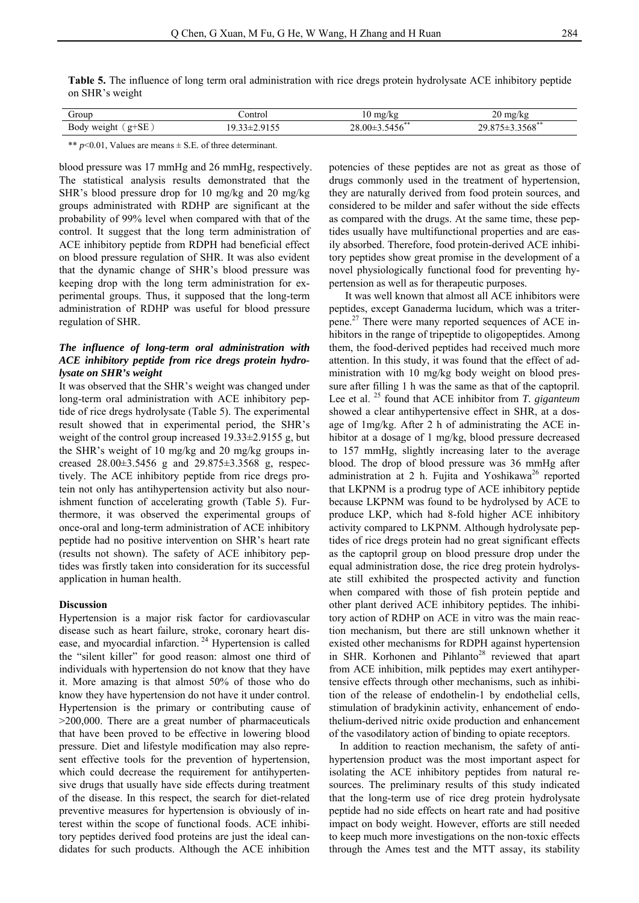**Table 5.** The influence of long term oral administration with rice dregs protein hydrolysate ACE inhibitory peptide on SHR's weight

| Group | Control | 10 mg/kg | 20 mg/kg |
|---|---|---|---|
| Body weight（g+SE） | 19.33±2.9155 | 28.00±3.5456** | 29.875±3.3568** |

** $p$<0.01, Values are means ± S.E. of three determinant.

blood pressure was 17 mmHg and 26 mmHg, respectively. The statistical analysis results demonstrated that the SHR's blood pressure drop for 10 mg/kg and 20 mg/kg groups administrated with RDHP are significant at the probability of 99% level when compared with that of the control. It suggest that the long term administration of ACE inhibitory peptide from RDPH had beneficial effect on blood pressure regulation of SHR. It was also evident that the dynamic change of SHR's blood pressure was keeping drop with the long term administration for experimental groups. Thus, it supposed that the long-term administration of RDHP was useful for blood pressure regulation of SHR.

### *The influence of long-term oral administration with ACE inhibitory peptide from rice dregs protein hydrolysate on SHR's weight*

It was observed that the SHR's weight was changed under long-term oral administration with ACE inhibitory peptide of rice dregs hydrolysate (Table 5). The experimental result showed that in experimental period, the SHR's weight of the control group increased 19.33±2.9155 g, but the SHR's weight of 10 mg/kg and 20 mg/kg groups increased 28.00±3.5456 g and 29.875±3.3568 g, respectively. The ACE inhibitory peptide from rice dregs protein not only has antihypertension activity but also nourishment function of accelerating growth (Table 5). Furthermore, it was observed the experimental groups of once-oral and long-term administration of ACE inhibitory peptide had no positive intervention on SHR's heart rate (results not shown). The safety of ACE inhibitory peptides was firstly taken into consideration for its successful application in human health.

## Discussion

Hypertension is a major risk factor for cardiovascular disease such as heart failure, stroke, coronary heart disease, and myocardial infarction. [24] Hypertension is called the "silent killer" for good reason: almost one third of individuals with hypertension do not know that they have it. More amazing is that almost 50% of those who do know they have hypertension do not have it under control. Hypertension is the primary or contributing cause of >200,000. There are a great number of pharmaceuticals that have been proved to be effective in lowering blood pressure. Diet and lifestyle modification may also represent effective tools for the prevention of hypertension, which could decrease the requirement for antihypertensive drugs that usually have side effects during treatment of the disease. In this respect, the search for diet-related preventive measures for hypertension is obviously of interest within the scope of functional foods. ACE inhibitory peptides derived food proteins are just the ideal candidates for such products. Although the ACE inhibition potencies of these peptides are not as great as those of drugs commonly used in the treatment of hypertension, they are naturally derived from food protein sources, and considered to be milder and safer without the side effects as compared with the drugs. At the same time, these peptides usually have multifunctional properties and are easily absorbed. Therefore, food protein-derived ACE inhibitory peptides show great promise in the development of a novel physiologically functional food for preventing hypertension as well as for therapeutic purposes.

It was well known that almost all ACE inhibitors were peptides, except Ganaderma lucidum, which was a triterpene.[27] There were many reported sequences of ACE inhibitors in the range of tripeptide to oligopeptides. Among them, the food-derived peptides had received much more attention. In this study, it was found that the effect of administration with 10 mg/kg body weight on blood pressure after filling 1 h was the same as that of the captopril. Lee et al. [25] found that ACE inhibitor from *T. giganteum* showed a clear antihypertensive effect in SHR, at a dosage of 1mg/kg. After 2 h of administrating the ACE inhibitor at a dosage of 1 mg/kg, blood pressure decreased to 157 mmHg, slightly increasing later to the average blood. The drop of blood pressure was 36 mmHg after administration at 2 h. Fujita and Yoshikawa[26] reported that LKPNM is a prodrug type of ACE inhibitory peptide because LKPNM was found to be hydrolysed by ACE to produce LKP, which had 8-fold higher ACE inhibitory activity compared to LKPNM. Although hydrolysate peptides of rice dregs protein had no great significant effects as the captopril group on blood pressure drop under the equal administration dose, the rice dreg protein hydrolysate still exhibited the prospected activity and function when compared with those of fish protein peptide and other plant derived ACE inhibitory peptides. The inhibitory action of RDHP on ACE in vitro was the main reaction mechanism, but there are still unknown whether it existed other mechanisms for RDPH against hypertension in SHR. Korhonen and Pihlanto[28] reviewed that apart from ACE inhibition, milk peptides may exert antihypertensive effects through other mechanisms, such as inhibition of the release of endothelin-1 by endothelial cells, stimulation of bradykinin activity, enhancement of endothelium-derived nitric oxide production and enhancement of the vasodilatory action of binding to opiate receptors.

In addition to reaction mechanism, the safety of antihypertension product was the most important aspect for isolating the ACE inhibitory peptides from natural resources. The preliminary results of this study indicated that the long-term use of rice dreg protein hydrolysate peptide had no side effects on heart rate and had positive impact on body weight. However, efforts are still needed to keep much more investigations on the non-toxic effects through the Ames test and the MTT assay, its stability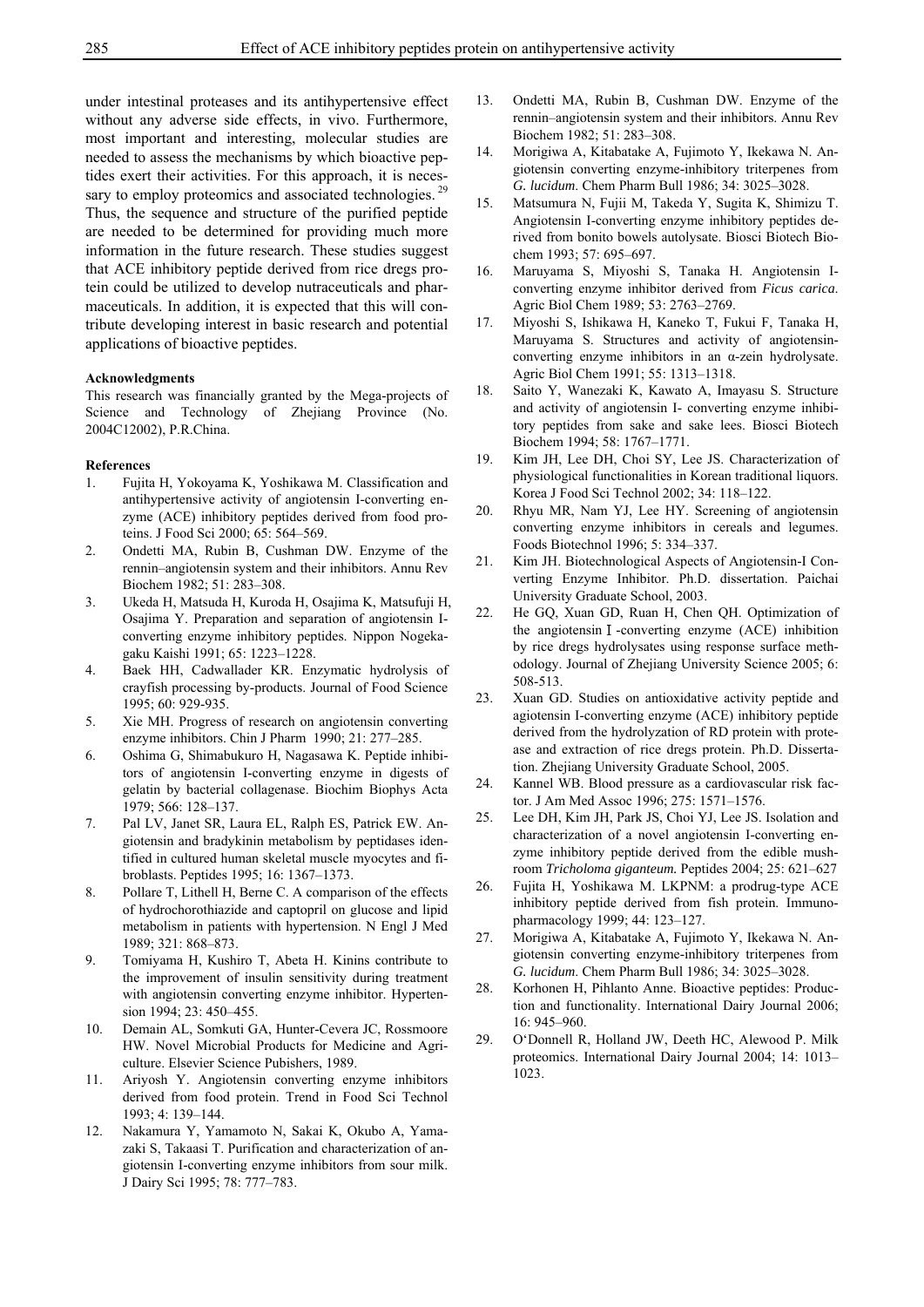under intestinal proteases and its antihypertensive effect without any adverse side effects, in vivo. Furthermore, most important and interesting, molecular studies are needed to assess the mechanisms by which bioactive peptides exert their activities. For this approach, it is necessary to employ proteomics and associated technologies. [29] Thus, the sequence and structure of the purified peptide are needed to be determined for providing much more information in the future research. These studies suggest that ACE inhibitory peptide derived from rice dregs protein could be utilized to develop nutraceuticals and pharmaceuticals. In addition, it is expected that this will contribute developing interest in basic research and potential applications of bioactive peptides.

#### Acknowledgments

This research was financially granted by the Mega-projects of Science and Technology of Zhejiang Province (No. 2004C12002), P.R.China.

#### References

1. Fujita H, Yokoyama K, Yoshikawa M. Classification and antihypertensive activity of angiotensin I-converting enzyme (ACE) inhibitory peptides derived from food proteins. J Food Sci 2000; 65: 564–569.
2. Ondetti MA, Rubin B, Cushman DW. Enzyme of the rennin–angiotensin system and their inhibitors. Annu Rev Biochem 1982; 51: 283–308.
3. Ukeda H, Matsuda H, Kuroda H, Osajima K, Matsufuji H, Osajima Y. Preparation and separation of angiotensin I-converting enzyme inhibitory peptides. Nippon Nogekagaku Kaishi 1991; 65: 1223–1228.
4. Baek HH, Cadwallader KR. Enzymatic hydrolysis of crayfish processing by-products. Journal of Food Science 1995; 60: 929-935.
5. Xie MH. Progress of research on angiotensin converting enzyme inhibitors. Chin J Pharm 1990; 21: 277–285.
6. Oshima G, Shimabukuro H, Nagasawa K. Peptide inhibitors of angiotensin I-converting enzyme in digests of gelatin by bacterial collagenase. Biochim Biophys Acta 1979; 566: 128–137.
7. Pal LV, Janet SR, Laura EL, Ralph ES, Patrick EW. Angiotensin and bradykinin metabolism by peptidases identified in cultured human skeletal muscle myocytes and fibroblasts. Peptides 1995; 16: 1367–1373.
8. Pollare T, Lithell H, Berne C. A comparison of the effects of hydrochorothiazide and captopril on glucose and lipid metabolism in patients with hypertension. N Engl J Med 1989; 321: 868–873.
9. Tomiyama H, Kushiro T, Abeta H. Kinins contribute to the improvement of insulin sensitivity during treatment with angiotensin converting enzyme inhibitor. Hypertension 1994; 23: 450–455.
10. Demain AL, Somkuti GA, Hunter-Cevera JC, Rossmoore HW. Novel Microbial Products for Medicine and Agriculture. Elsevier Science Pubishers, 1989.
11. Ariyosh Y. Angiotensin converting enzyme inhibitors derived from food protein. Trend in Food Sci Technol 1993; 4: 139–144.
12. Nakamura Y, Yamamoto N, Sakai K, Okubo A, Yamazaki S, Takaasi T. Purification and characterization of angiotensin I-converting enzyme inhibitors from sour milk. J Dairy Sci 1995; 78: 777–783.
13. Ondetti MA, Rubin B, Cushman DW. Enzyme of the rennin–angiotensin system and their inhibitors. Annu Rev Biochem 1982; 51: 283–308.
14. Morigiwa A, Kitabatake A, Fujimoto Y, Ikekawa N. Angiotensin converting enzyme-inhibitory triterpenes from *G. lucidum*. Chem Pharm Bull 1986; 34: 3025–3028.
15. Matsumura N, Fujii M, Takeda Y, Sugita K, Shimizu T. Angiotensin I-converting enzyme inhibitory peptides derived from bonito bowels autolysate. Biosci Biotech Biochem 1993; 57: 695–697.
16. Maruyama S, Miyoshi S, Tanaka H. Angiotensin I-converting enzyme inhibitor derived from *Ficus carica*. Agric Biol Chem 1989; 53: 2763–2769.
17. Miyoshi S, Ishikawa H, Kaneko T, Fukui F, Tanaka H, Maruyama S. Structures and activity of angiotensin-converting enzyme inhibitors in an α-zein hydrolysate. Agric Biol Chem 1991; 55: 1313–1318.
18. Saito Y, Wanezaki K, Kawato A, Imayasu S. Structure and activity of angiotensin I- converting enzyme inhibitory peptides from sake and sake lees. Biosci Biotech Biochem 1994; 58: 1767–1771.
19. Kim JH, Lee DH, Choi SY, Lee JS. Characterization of physiological functionalities in Korean traditional liquors. Korea J Food Sci Technol 2002; 34: 118–122.
20. Rhyu MR, Nam YJ, Lee HY. Screening of angiotensin converting enzyme inhibitors in cereals and legumes. Foods Biotechnol 1996; 5: 334–337.
21. Kim JH. Biotechnological Aspects of Angiotensin-I Converting Enzyme Inhibitor. Ph.D. dissertation. Paichai University Graduate School, 2003.
22. He GQ, Xuan GD, Ruan H, Chen QH. Optimization of the angiotensin Ⅰ-converting enzyme (ACE) inhibition by rice dregs hydrolysates using response surface methodology. Journal of Zhejiang University Science 2005; 6: 508-513.
23. Xuan GD. Studies on antioxidative activity peptide and agiotensin I-converting enzyme (ACE) inhibitory peptide derived from the hydrolyzation of RD protein with protease and extraction of rice dregs protein. Ph.D. Dissertation. Zhejiang University Graduate School, 2005.
24. Kannel WB. Blood pressure as a cardiovascular risk factor. J Am Med Assoc 1996; 275: 1571–1576.
25. Lee DH, Kim JH, Park JS, Choi YJ, Lee JS. Isolation and characterization of a novel angiotensin I-converting enzyme inhibitory peptide derived from the edible mushroom *Tricholoma giganteum.* Peptides 2004; 25: 621–627
26. Fujita H, Yoshikawa M. LKPNM: a prodrug-type ACE inhibitory peptide derived from fish protein. Immunopharmacology 1999; 44: 123–127.
27. Morigiwa A, Kitabatake A, Fujimoto Y, Ikekawa N. Angiotensin converting enzyme-inhibitory triterpenes from *G. lucidum*. Chem Pharm Bull 1986; 34: 3025–3028.
28. Korhonen H, Pihlanto Anne. Bioactive peptides: Production and functionality. International Dairy Journal 2006; 16: 945–960.
29. O'Donnell R, Holland JW, Deeth HC, Alewood P. Milk proteomics. International Dairy Journal 2004; 14: 1013–1023.